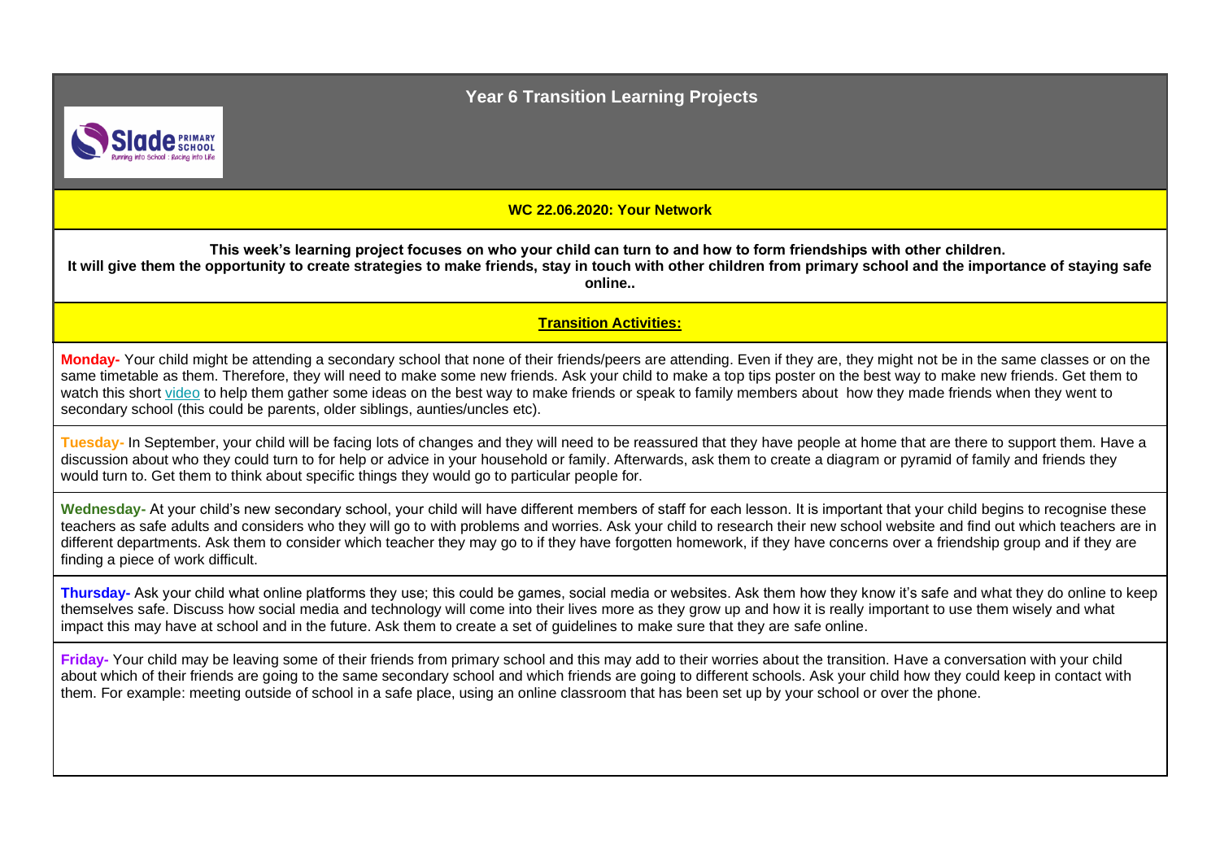# Year 6 Transition Learning Projects

**WC 22.06.2020: Your Network**

**This week's learning project focuses on who your child can turn to and how to form friendships with other children.**
**It will give them the opportunity to create strategies to make friends, stay in touch with other children from primary school and the importance of staying safe online..**

## Transition Activities:

**Monday-** Your child might be attending a secondary school that none of their friends/peers are attending. Even if they are, they might not be in the same classes or on the same timetable as them. Therefore, they will need to make some new friends. Ask your child to make a top tips poster on the best way to make new friends. Get them to watch this short video to help them gather some ideas on the best way to make friends or speak to family members about how they made friends when they went to secondary school (this could be parents, older siblings, aunties/uncles etc).

**Tuesday-** In September, your child will be facing lots of changes and they will need to be reassured that they have people at home that are there to support them. Have a discussion about who they could turn to for help or advice in your household or family. Afterwards, ask them to create a diagram or pyramid of family and friends they would turn to. Get them to think about specific things they would go to particular people for.

**Wednesday-** At your child's new secondary school, your child will have different members of staff for each lesson. It is important that your child begins to recognise these teachers as safe adults and considers who they will go to with problems and worries. Ask your child to research their new school website and find out which teachers are in different departments. Ask them to consider which teacher they may go to if they have forgotten homework, if they have concerns over a friendship group and if they are finding a piece of work difficult.

**Thursday-** Ask your child what online platforms they use; this could be games, social media or websites. Ask them how they know it's safe and what they do online to keep themselves safe. Discuss how social media and technology will come into their lives more as they grow up and how it is really important to use them wisely and what impact this may have at school and in the future. Ask them to create a set of guidelines to make sure that they are safe online.

**Friday-** Your child may be leaving some of their friends from primary school and this may add to their worries about the transition. Have a conversation with your child about which of their friends are going to the same secondary school and which friends are going to different schools. Ask your child how they could keep in contact with them. For example: meeting outside of school in a safe place, using an online classroom that has been set up by your school or over the phone.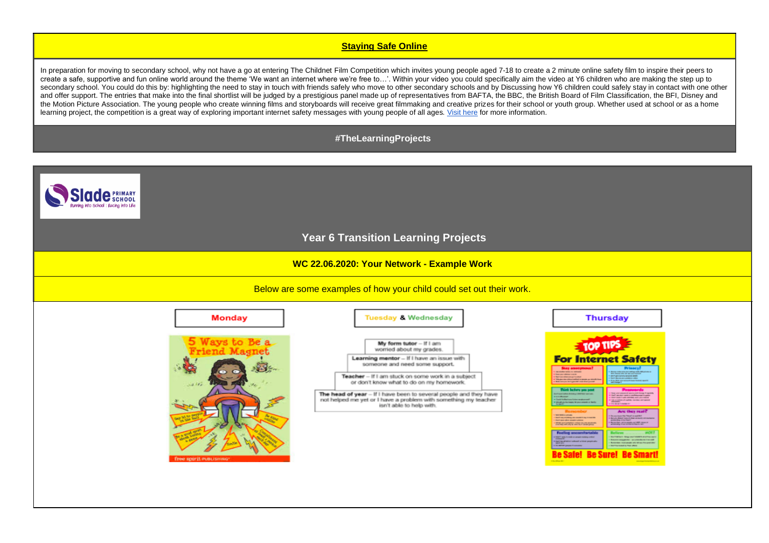## Staying Safe Online

In preparation for moving to secondary school, why not have a go at entering The Childnet Film Competition which invites young people aged 7-18 to create a 2 minute online safety film to inspire their peers to create a safe, supportive and fun online world around the theme 'We want an internet where we're free to…'. Within your video you could specifically aim the video at Y6 children who are making the step up to secondary school. You could do this by: highlighting the need to stay in touch with friends safely who move to other secondary schools and by Discussing how Y6 children could safely stay in contact with one other and offer support. The entries that make into the final shortlist will be judged by a prestigious panel made up of representatives from BAFTA, the BBC, the British Board of Film Classification, the BFI, Disney and the Motion Picture Association. The young people who create winning films and storyboards will receive great filmmaking and creative prizes for their school or youth group. Whether used at school or as a home learning project, the competition is a great way of exploring important internet safety messages with young people of all ages. Visit here for more information.

**#TheLearningProjects**

Slade PRIMARY SCHOOL
Running into School : Racing into Life

## Year 6 Transition Learning Projects

**WC 22.06.2020: Your Network - Example Work**

Below are some examples of how your child could set out their work.

**Monday**

5 Ways to Be a Friend Magnet

**Tuesday & Wednesday**

**My form tutor** – If I am worried about my grades.

**Learning mentor** – If I have an issue with someone and need some support.

**Teacher** – If I am stuck on some work in a subject or don't know what to do on my homework.

**The head of year** – If I have been to several people and they have not helped me yet or I have a problem with something my teacher isn't able to help with.

**Thursday**

TOP TIPS For Internet Safety

Be Safe! Be Sure! Be Smart!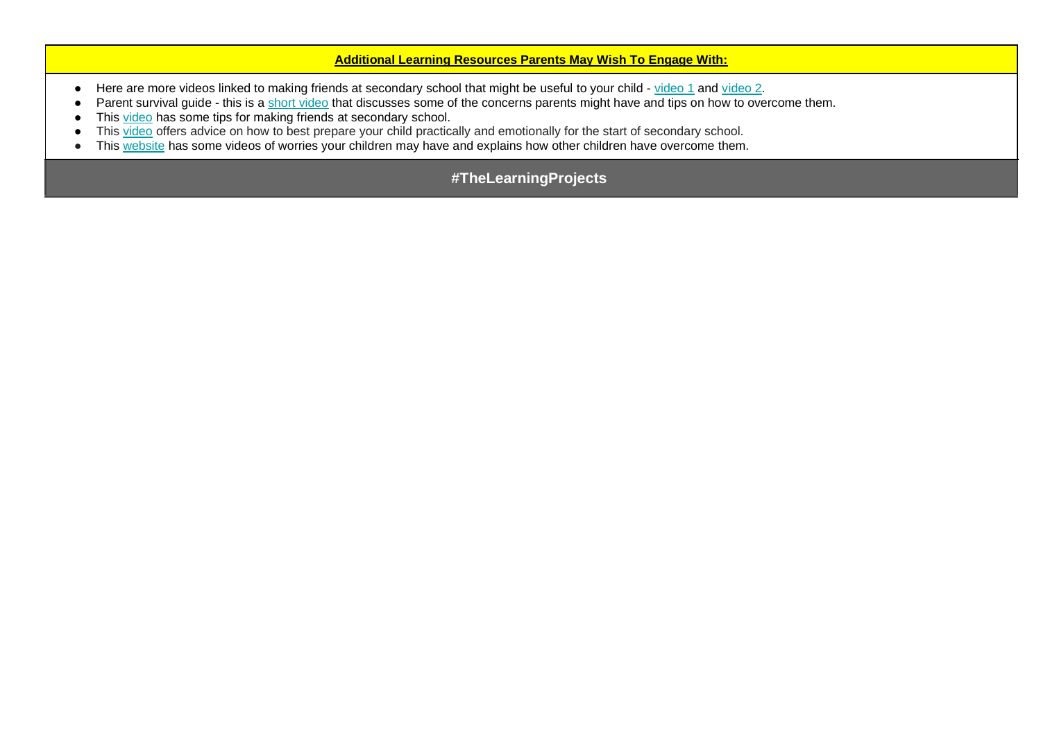**Additional Learning Resources Parents May Wish To Engage With:**

- Here are more videos linked to making friends at secondary school that might be useful to your child - video 1 and video 2.
- Parent survival guide - this is a short video that discusses some of the concerns parents might have and tips on how to overcome them.
- This video has some tips for making friends at secondary school.
- This video offers advice on how to best prepare your child practically and emotionally for the start of secondary school.
- This website has some videos of worries your children may have and explains how other children have overcome them.

**#TheLearningProjects**